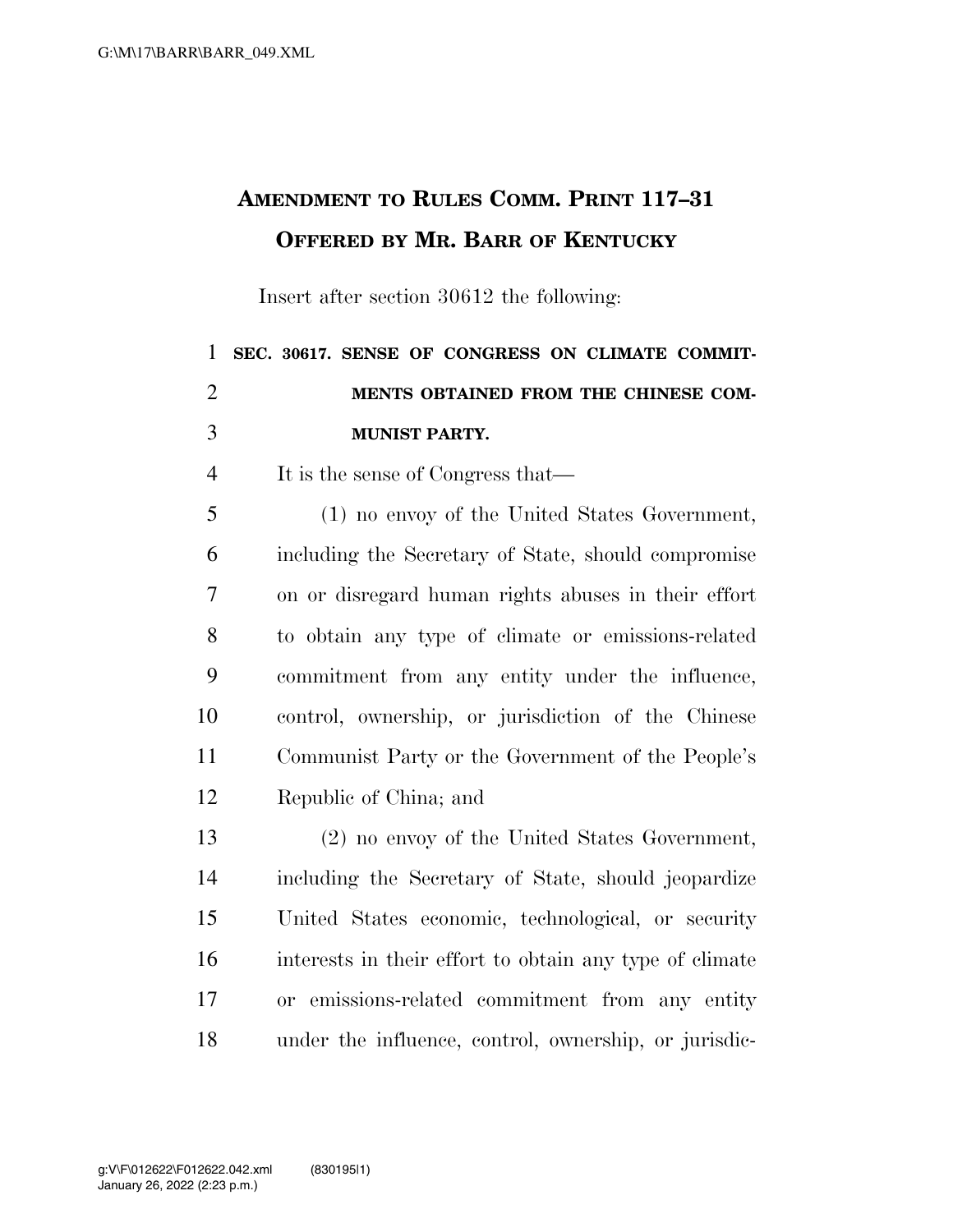# AMENDMENT TO RULES COMM. PRINT 117–31
## OFFERED BY MR. BARR OF KENTUCKY

Insert after section 30612 the following:

**SEC. 30617. SENSE OF CONGRESS ON CLIMATE COMMITMENTS OBTAINED FROM THE CHINESE COMMUNIST PARTY.**

It is the sense of Congress that—

(1) no envoy of the United States Government, including the Secretary of State, should compromise on or disregard human rights abuses in their effort to obtain any type of climate or emissions-related commitment from any entity under the influence, control, ownership, or jurisdiction of the Chinese Communist Party or the Government of the People's Republic of China; and

(2) no envoy of the United States Government, including the Secretary of State, should jeopardize United States economic, technological, or security interests in their effort to obtain any type of climate or emissions-related commitment from any entity under the influence, control, ownership, or jurisdic-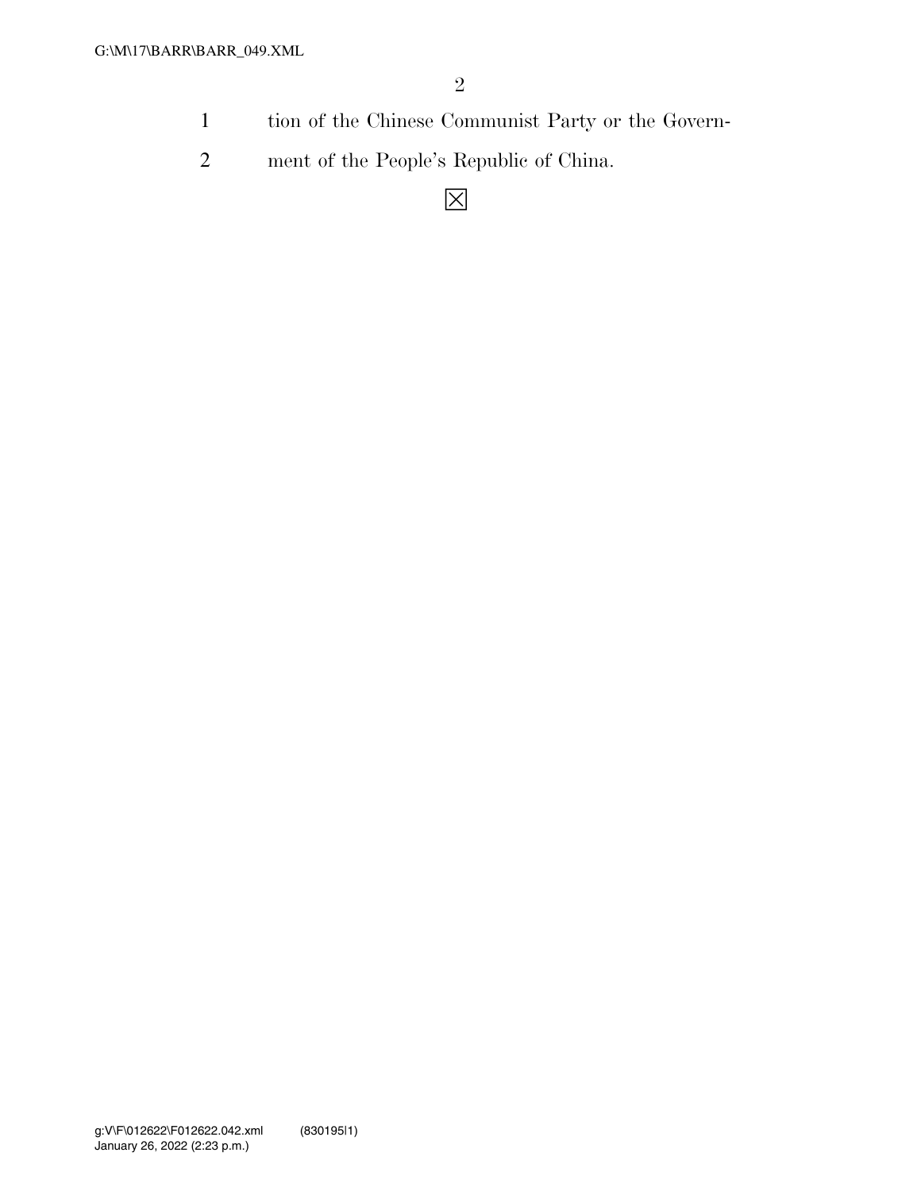tion of the Chinese Communist Party or the Government of the People's Republic of China.